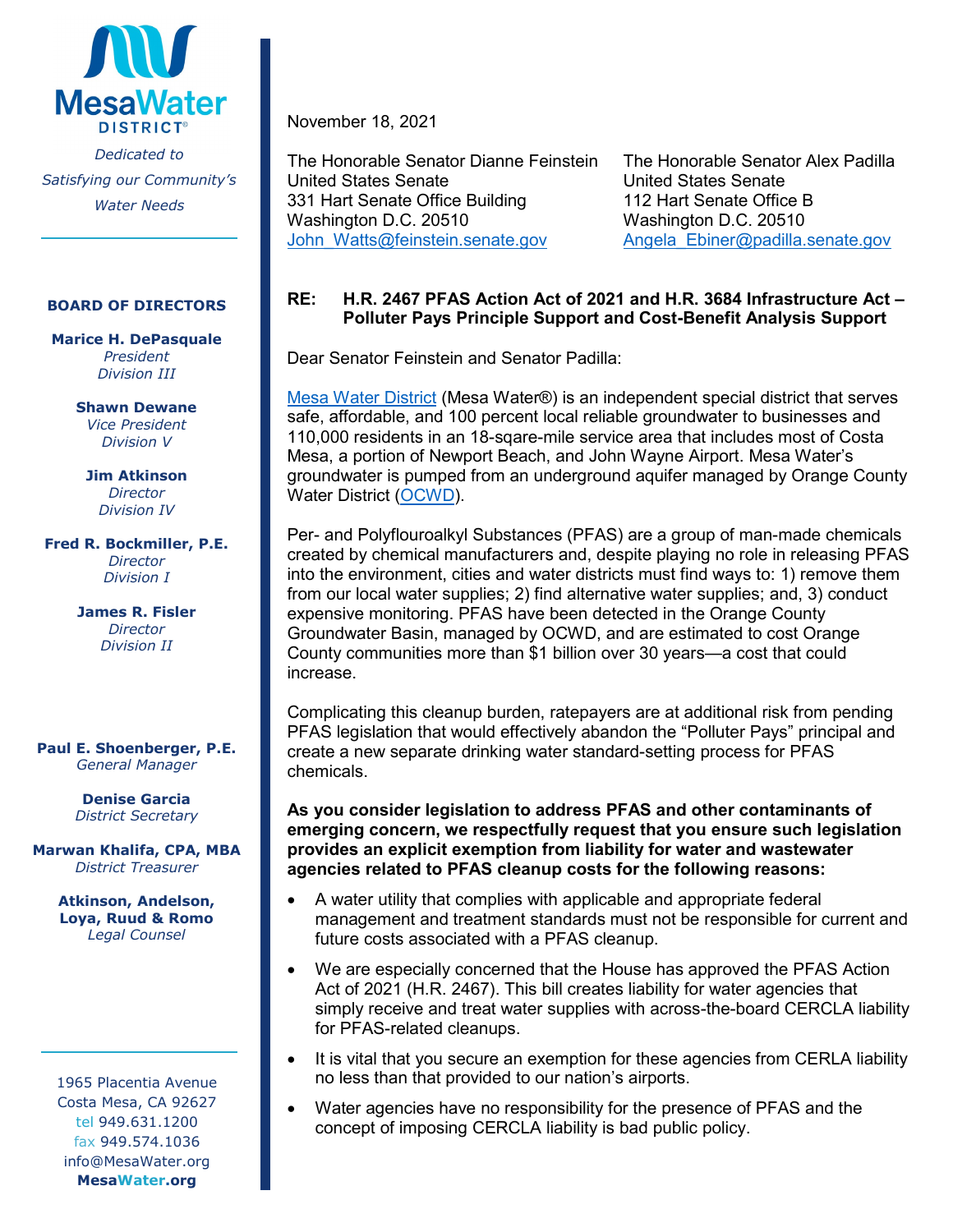# Mesa Water DISTRICT®

*Dedicated to Satisfying our Community's Water Needs*

**BOARD OF DIRECTORS**

**Marice H. DePasquale**
*President*
*Division III*

**Shawn Dewane**
*Vice President*
*Division V*

**Jim Atkinson**
*Director*
*Division IV*

**Fred R. Bockmiller, P.E.**
*Director*
*Division I*

**James R. Fisler**
*Director*
*Division II*

**Paul E. Shoenberger, P.E.**
*General Manager*

**Denise Garcia**
*District Secretary*

**Marwan Khalifa, CPA, MBA**
*District Treasurer*

**Atkinson, Andelson, Loya, Ruud & Romo**
*Legal Counsel*

1965 Placentia Avenue
Costa Mesa, CA 92627
tel 949.631.1200
fax 949.574.1036
info@MesaWater.org
**MesaWater.org**

---

November 18, 2021

The Honorable Senator Dianne Feinstein
United States Senate
331 Hart Senate Office Building
Washington D.C. 20510
John_Watts@feinstein.senate.gov

The Honorable Senator Alex Padilla
United States Senate
112 Hart Senate Office B
Washington D.C. 20510
Angela_Ebiner@padilla.senate.gov

**RE: H.R. 2467 PFAS Action Act of 2021 and H.R. 3684 Infrastructure Act – Polluter Pays Principle Support and Cost-Benefit Analysis Support**

Dear Senator Feinstein and Senator Padilla:

Mesa Water District (Mesa Water®) is an independent special district that serves safe, affordable, and 100 percent local reliable groundwater to businesses and 110,000 residents in an 18-sqare-mile service area that includes most of Costa Mesa, a portion of Newport Beach, and John Wayne Airport. Mesa Water's groundwater is pumped from an underground aquifer managed by Orange County Water District (OCWD).

Per- and Polyflouroalkyl Substances (PFAS) are a group of man-made chemicals created by chemical manufacturers and, despite playing no role in releasing PFAS into the environment, cities and water districts must find ways to: 1) remove them from our local water supplies; 2) find alternative water supplies; and, 3) conduct expensive monitoring. PFAS have been detected in the Orange County Groundwater Basin, managed by OCWD, and are estimated to cost Orange County communities more than $1 billion over 30 years—a cost that could increase.

Complicating this cleanup burden, ratepayers are at additional risk from pending PFAS legislation that would effectively abandon the "Polluter Pays" principal and create a new separate drinking water standard-setting process for PFAS chemicals.

**As you consider legislation to address PFAS and other contaminants of emerging concern, we respectfully request that you ensure such legislation provides an explicit exemption from liability for water and wastewater agencies related to PFAS cleanup costs for the following reasons:**

- A water utility that complies with applicable and appropriate federal management and treatment standards must not be responsible for current and future costs associated with a PFAS cleanup.
- We are especially concerned that the House has approved the PFAS Action Act of 2021 (H.R. 2467). This bill creates liability for water agencies that simply receive and treat water supplies with across-the-board CERCLA liability for PFAS-related cleanups.
- It is vital that you secure an exemption for these agencies from CERLA liability no less than that provided to our nation's airports.
- Water agencies have no responsibility for the presence of PFAS and the concept of imposing CERCLA liability is bad public policy.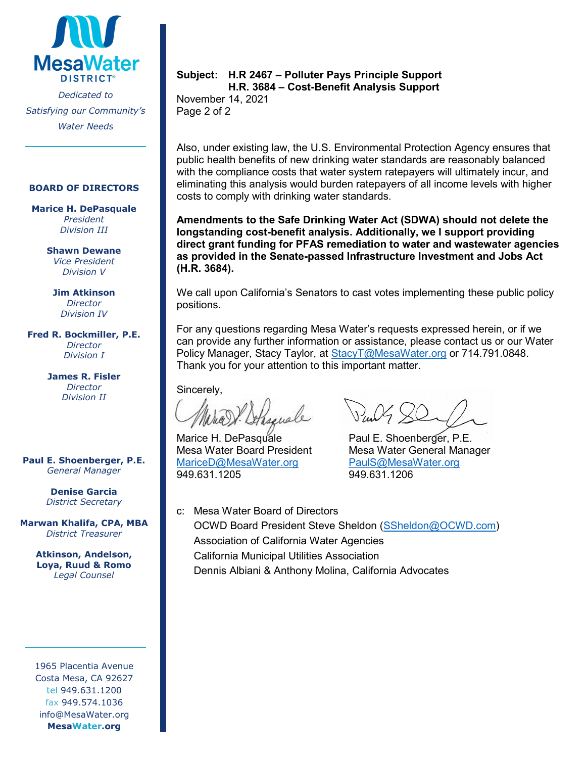**Subject: H.R 2467 – Polluter Pays Principle Support**
**H.R. 3684 – Cost-Benefit Analysis Support**

November 14, 2021

Also, under existing law, the U.S. Environmental Protection Agency ensures that public health benefits of new drinking water standards are reasonably balanced with the compliance costs that water system ratepayers will ultimately incur, and eliminating this analysis would burden ratepayers of all income levels with higher costs to comply with drinking water standards.

**Amendments to the Safe Drinking Water Act (SDWA) should not delete the longstanding cost-benefit analysis. Additionally, we I support providing direct grant funding for PFAS remediation to water and wastewater agencies as provided in the Senate-passed Infrastructure Investment and Jobs Act (H.R. 3684).**

We call upon California's Senators to cast votes implementing these public policy positions.

For any questions regarding Mesa Water's requests expressed herein, or if we can provide any further information or assistance, please contact us or our Water Policy Manager, Stacy Taylor, at StacyT@MesaWater.org or 714.791.0848. Thank you for your attention to this important matter.

Sincerely,

Marice H. DePasquale
Mesa Water Board President
MariceD@MesaWater.org
949.631.1205

Paul E. Shoenberger, P.E.
Mesa Water General Manager
PaulS@MesaWater.org
949.631.1206

c: Mesa Water Board of Directors
OCWD Board President Steve Sheldon (SSheldon@OCWD.com)
Association of California Water Agencies
California Municipal Utilities Association
Dennis Albiani & Anthony Molina, California Advocates

**MesaWater DISTRICT®**

*Dedicated to Satisfying our Community's Water Needs*

**BOARD OF DIRECTORS**

**Marice H. DePasquale**
*President*
*Division III*

**Shawn Dewane**
*Vice President*
*Division V*

**Jim Atkinson**
*Director*
*Division IV*

**Fred R. Bockmiller, P.E.**
*Director*
*Division I*

**James R. Fisler**
*Director*
*Division II*

**Paul E. Shoenberger, P.E.**
*General Manager*

**Denise Garcia**
*District Secretary*

**Marwan Khalifa, CPA, MBA**
*District Treasurer*

**Atkinson, Andelson, Loya, Ruud & Romo**
*Legal Counsel*

1965 Placentia Avenue
Costa Mesa, CA 92627
tel 949.631.1200
fax 949.574.1036
info@MesaWater.org
**MesaWater.org**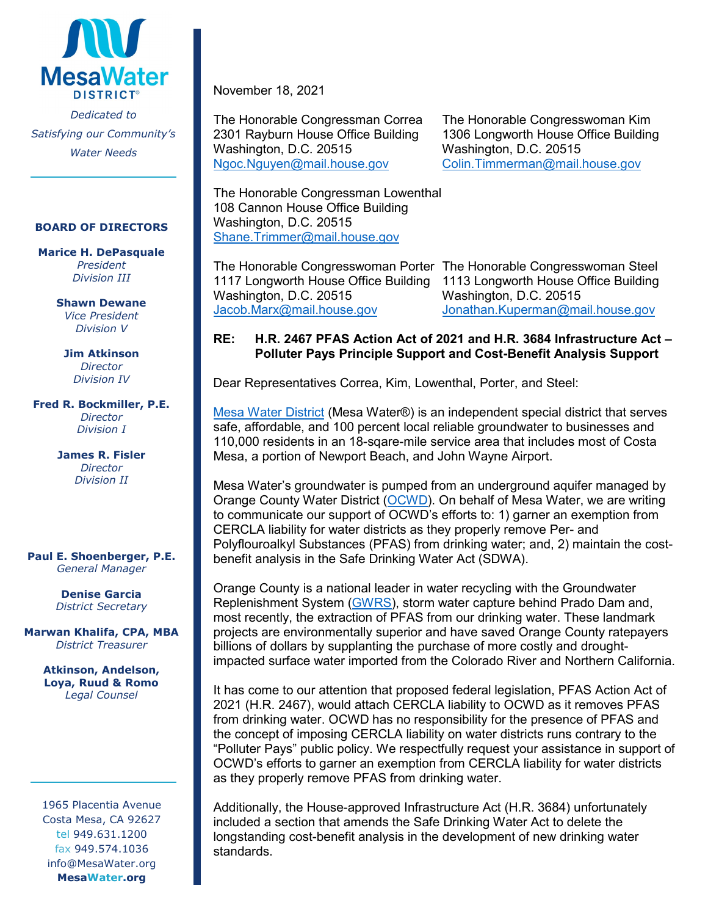Mesa Water DISTRICT®

*Dedicated to Satisfying our Community's Water Needs*

**BOARD OF DIRECTORS**

**Marice H. DePasquale**
*President*
*Division III*

**Shawn Dewane**
*Vice President*
*Division V*

**Jim Atkinson**
*Director*
*Division IV*

**Fred R. Bockmiller, P.E.**
*Director*
*Division I*

**James R. Fisler**
*Director*
*Division II*

**Paul E. Shoenberger, P.E.**
*General Manager*

**Denise Garcia**
*District Secretary*

**Marwan Khalifa, CPA, MBA**
*District Treasurer*

**Atkinson, Andelson, Loya, Ruud & Romo**
*Legal Counsel*

1965 Placentia Avenue
Costa Mesa, CA 92627
tel 949.631.1200
fax 949.574.1036
info@MesaWater.org
**MesaWater.org**

---

November 18, 2021

The Honorable Congressman Correa
2301 Rayburn House Office Building
Washington, D.C. 20515
Ngoc.Nguyen@mail.house.gov

The Honorable Congresswoman Kim
1306 Longworth House Office Building
Washington, D.C. 20515
Colin.Timmerman@mail.house.gov

The Honorable Congressman Lowenthal
108 Cannon House Office Building
Washington, D.C. 20515
Shane.Trimmer@mail.house.gov

The Honorable Congresswoman Porter
1117 Longworth House Office Building
Washington, D.C. 20515
Jacob.Marx@mail.house.gov

The Honorable Congresswoman Steel
1113 Longworth House Office Building
Washington, D.C. 20515
Jonathan.Kuperman@mail.house.gov

**RE: H.R. 2467 PFAS Action Act of 2021 and H.R. 3684 Infrastructure Act – Polluter Pays Principle Support and Cost-Benefit Analysis Support**

Dear Representatives Correa, Kim, Lowenthal, Porter, and Steel:

Mesa Water District (Mesa Water®) is an independent special district that serves safe, affordable, and 100 percent local reliable groundwater to businesses and 110,000 residents in an 18-sqare-mile service area that includes most of Costa Mesa, a portion of Newport Beach, and John Wayne Airport.

Mesa Water's groundwater is pumped from an underground aquifer managed by Orange County Water District (OCWD). On behalf of Mesa Water, we are writing to communicate our support of OCWD's efforts to: 1) garner an exemption from CERCLA liability for water districts as they properly remove Per- and Polyflouroalkyl Substances (PFAS) from drinking water; and, 2) maintain the cost-benefit analysis in the Safe Drinking Water Act (SDWA).

Orange County is a national leader in water recycling with the Groundwater Replenishment System (GWRS), storm water capture behind Prado Dam and, most recently, the extraction of PFAS from our drinking water. These landmark projects are environmentally superior and have saved Orange County ratepayers billions of dollars by supplanting the purchase of more costly and drought-impacted surface water imported from the Colorado River and Northern California.

It has come to our attention that proposed federal legislation, PFAS Action Act of 2021 (H.R. 2467), would attach CERCLA liability to OCWD as it removes PFAS from drinking water. OCWD has no responsibility for the presence of PFAS and the concept of imposing CERCLA liability on water districts runs contrary to the "Polluter Pays" public policy. We respectfully request your assistance in support of OCWD's efforts to garner an exemption from CERCLA liability for water districts as they properly remove PFAS from drinking water.

Additionally, the House-approved Infrastructure Act (H.R. 3684) unfortunately included a section that amends the Safe Drinking Water Act to delete the longstanding cost-benefit analysis in the development of new drinking water standards.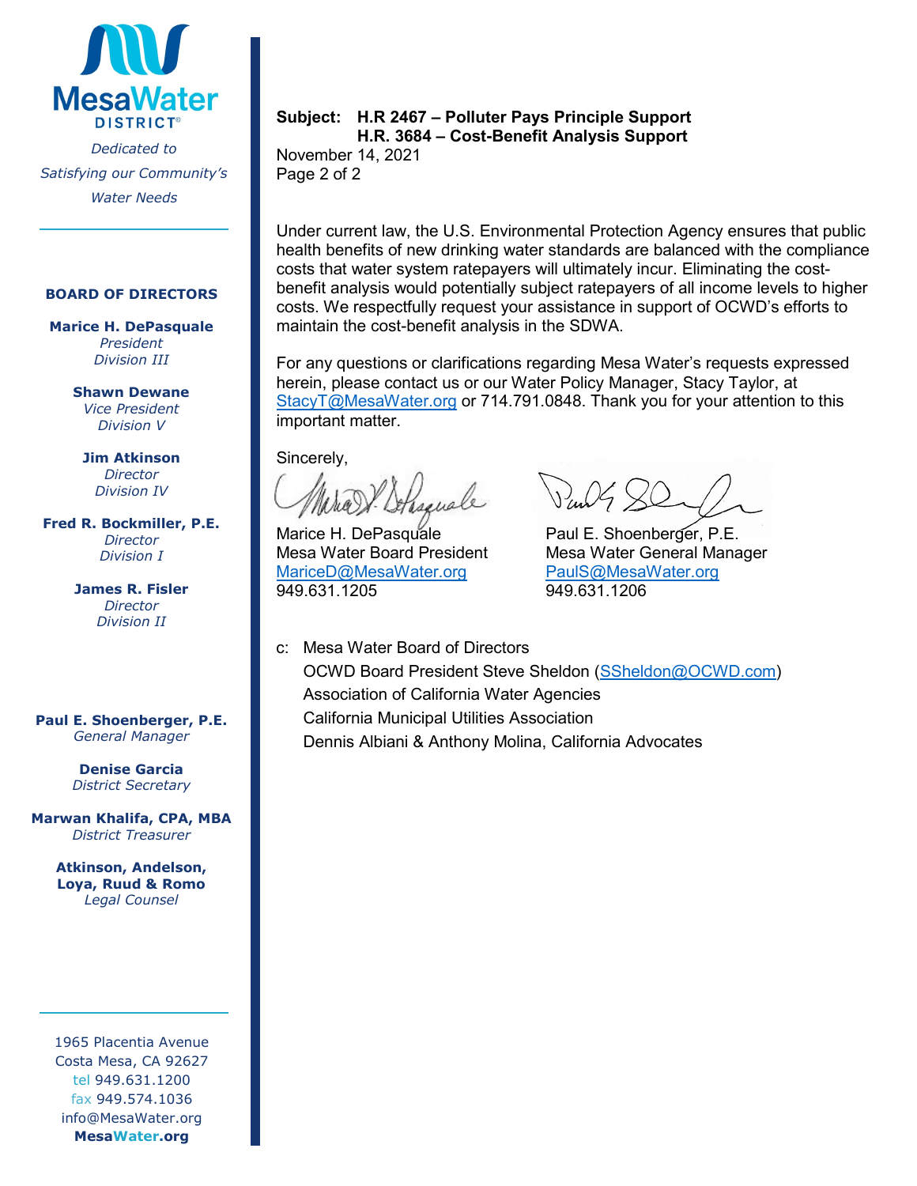**Subject: H.R 2467 – Polluter Pays Principle Support**
**H.R. 3684 – Cost-Benefit Analysis Support**

November 14, 2021

Under current law, the U.S. Environmental Protection Agency ensures that public health benefits of new drinking water standards are balanced with the compliance costs that water system ratepayers will ultimately incur. Eliminating the cost-benefit analysis would potentially subject ratepayers of all income levels to higher costs. We respectfully request your assistance in support of OCWD's efforts to maintain the cost-benefit analysis in the SDWA.

For any questions or clarifications regarding Mesa Water's requests expressed herein, please contact us or our Water Policy Manager, Stacy Taylor, at StacyT@MesaWater.org or 714.791.0848. Thank you for your attention to this important matter.

Sincerely,

Marice H. DePasquale
Mesa Water Board President
MariceD@MesaWater.org
949.631.1205

Paul E. Shoenberger, P.E.
Mesa Water General Manager
PaulS@MesaWater.org
949.631.1206

c: Mesa Water Board of Directors
OCWD Board President Steve Sheldon (SSheldon@OCWD.com)
Association of California Water Agencies
California Municipal Utilities Association
Dennis Albiani & Anthony Molina, California Advocates

**MesaWater DISTRICT**

*Dedicated to Satisfying our Community's Water Needs*

**BOARD OF DIRECTORS**

**Marice H. DePasquale**
*President*
*Division III*

**Shawn Dewane**
*Vice President*
*Division V*

**Jim Atkinson**
*Director*
*Division IV*

**Fred R. Bockmiller, P.E.**
*Director*
*Division I*

**James R. Fisler**
*Director*
*Division II*

**Paul E. Shoenberger, P.E.**
*General Manager*

**Denise Garcia**
*District Secretary*

**Marwan Khalifa, CPA, MBA**
*District Treasurer*

**Atkinson, Andelson, Loya, Ruud & Romo**
*Legal Counsel*

1965 Placentia Avenue
Costa Mesa, CA 92627
tel 949.631.1200
fax 949.574.1036
info@MesaWater.org
**MesaWater.org**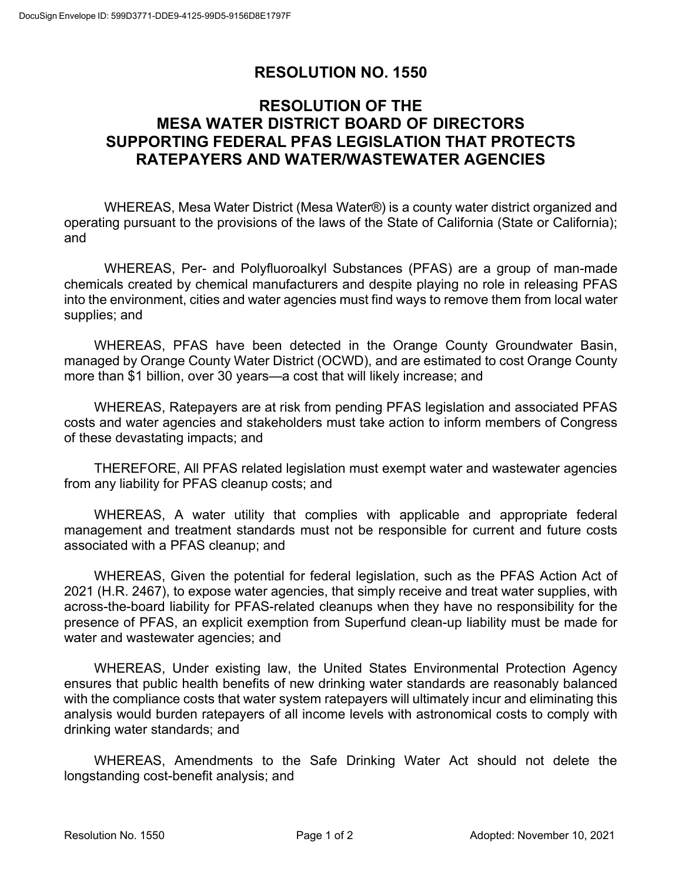# RESOLUTION NO. 1550

## RESOLUTION OF THE MESA WATER DISTRICT BOARD OF DIRECTORS SUPPORTING FEDERAL PFAS LEGISLATION THAT PROTECTS RATEPAYERS AND WATER/WASTEWATER AGENCIES

WHEREAS, Mesa Water District (Mesa Water®) is a county water district organized and operating pursuant to the provisions of the laws of the State of California (State or California); and

WHEREAS, Per- and Polyfluoroalkyl Substances (PFAS) are a group of man-made chemicals created by chemical manufacturers and despite playing no role in releasing PFAS into the environment, cities and water agencies must find ways to remove them from local water supplies; and

WHEREAS, PFAS have been detected in the Orange County Groundwater Basin, managed by Orange County Water District (OCWD), and are estimated to cost Orange County more than $1 billion, over 30 years—a cost that will likely increase; and

WHEREAS, Ratepayers are at risk from pending PFAS legislation and associated PFAS costs and water agencies and stakeholders must take action to inform members of Congress of these devastating impacts; and

THEREFORE, All PFAS related legislation must exempt water and wastewater agencies from any liability for PFAS cleanup costs; and

WHEREAS, A water utility that complies with applicable and appropriate federal management and treatment standards must not be responsible for current and future costs associated with a PFAS cleanup; and

WHEREAS, Given the potential for federal legislation, such as the PFAS Action Act of 2021 (H.R. 2467), to expose water agencies, that simply receive and treat water supplies, with across-the-board liability for PFAS-related cleanups when they have no responsibility for the presence of PFAS, an explicit exemption from Superfund clean-up liability must be made for water and wastewater agencies; and

WHEREAS, Under existing law, the United States Environmental Protection Agency ensures that public health benefits of new drinking water standards are reasonably balanced with the compliance costs that water system ratepayers will ultimately incur and eliminating this analysis would burden ratepayers of all income levels with astronomical costs to comply with drinking water standards; and

WHEREAS, Amendments to the Safe Drinking Water Act should not delete the longstanding cost-benefit analysis; and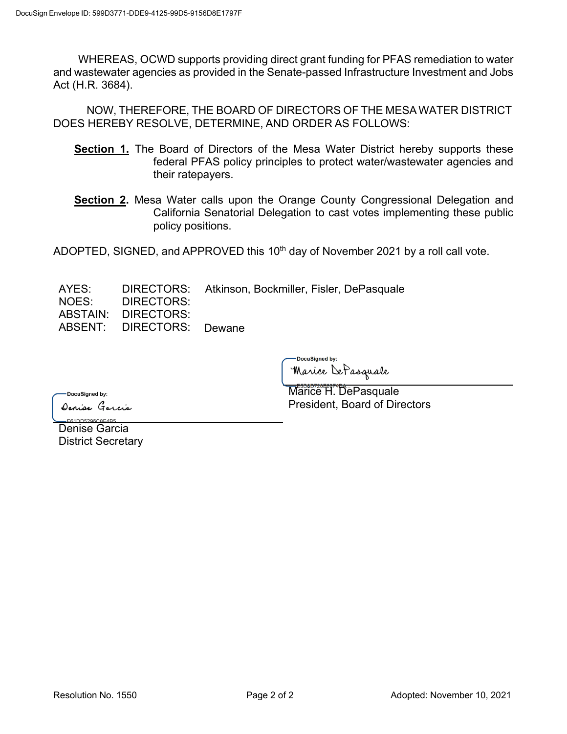WHEREAS, OCWD supports providing direct grant funding for PFAS remediation to water and wastewater agencies as provided in the Senate-passed Infrastructure Investment and Jobs Act (H.R. 3684).

NOW, THEREFORE, THE BOARD OF DIRECTORS OF THE MESA WATER DISTRICT DOES HEREBY RESOLVE, DETERMINE, AND ORDER AS FOLLOWS:

**Section 1.** The Board of Directors of the Mesa Water District hereby supports these federal PFAS policy principles to protect water/wastewater agencies and their ratepayers.

**Section 2.** Mesa Water calls upon the Orange County Congressional Delegation and California Senatorial Delegation to cast votes implementing these public policy positions.

ADOPTED, SIGNED, and APPROVED this 10th day of November 2021 by a roll call vote.

| | | |
|---|---|---|
| AYES: | DIRECTORS: | Atkinson, Bockmiller, Fisler, DePasquale |
| NOES: | DIRECTORS: | |
| ABSTAIN: | DIRECTORS: | |
| ABSENT: | DIRECTORS: | Dewane |

DocuSigned by:
Marice DePasquale

Marice H. DePasquale
President, Board of Directors

DocuSigned by:
Denise Garcia

Denise Garcia
District Secretary